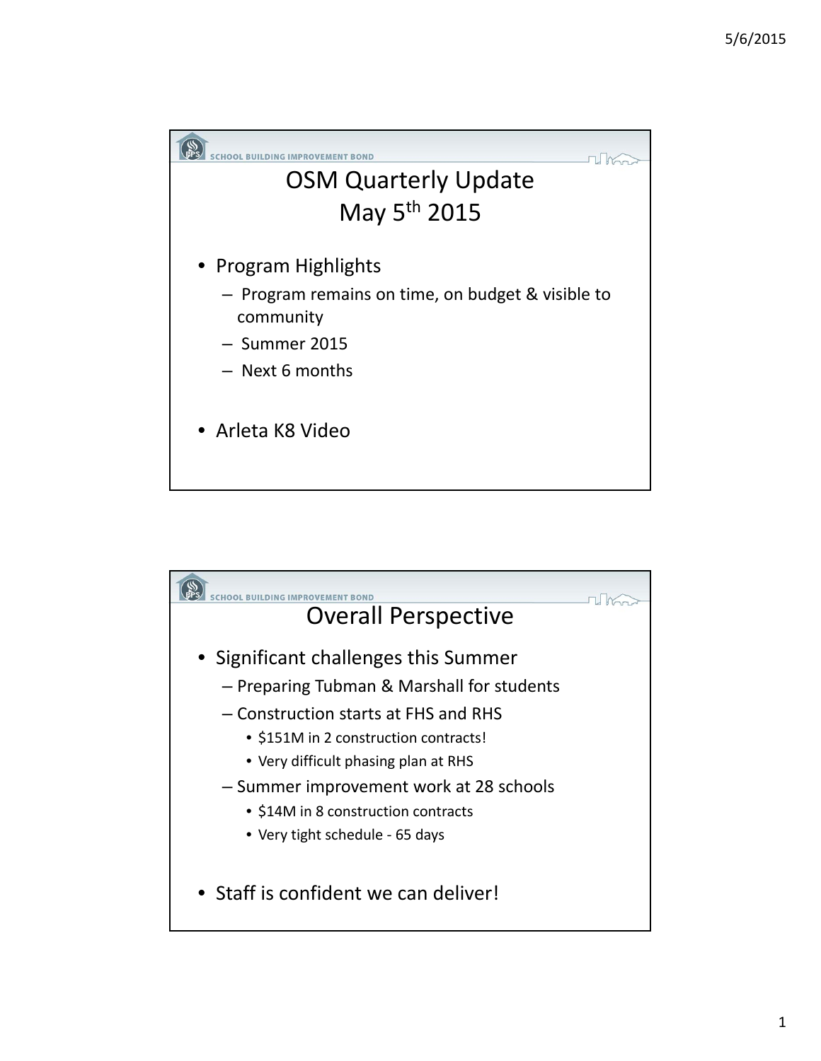## OSM Quarterly Update
## May 5th 2015

- Program Highlights
  - Program remains on time, on budget & visible to community
  - Summer 2015
  - Next 6 months
- Arleta K8 Video

## Overall Perspective

- Significant challenges this Summer
  - Preparing Tubman & Marshall for students
  - Construction starts at FHS and RHS
    - $151M in 2 construction contracts!
    - Very difficult phasing plan at RHS
  - Summer improvement work at 28 schools
    - $14M in 8 construction contracts
    - Very tight schedule - 65 days
- Staff is confident we can deliver!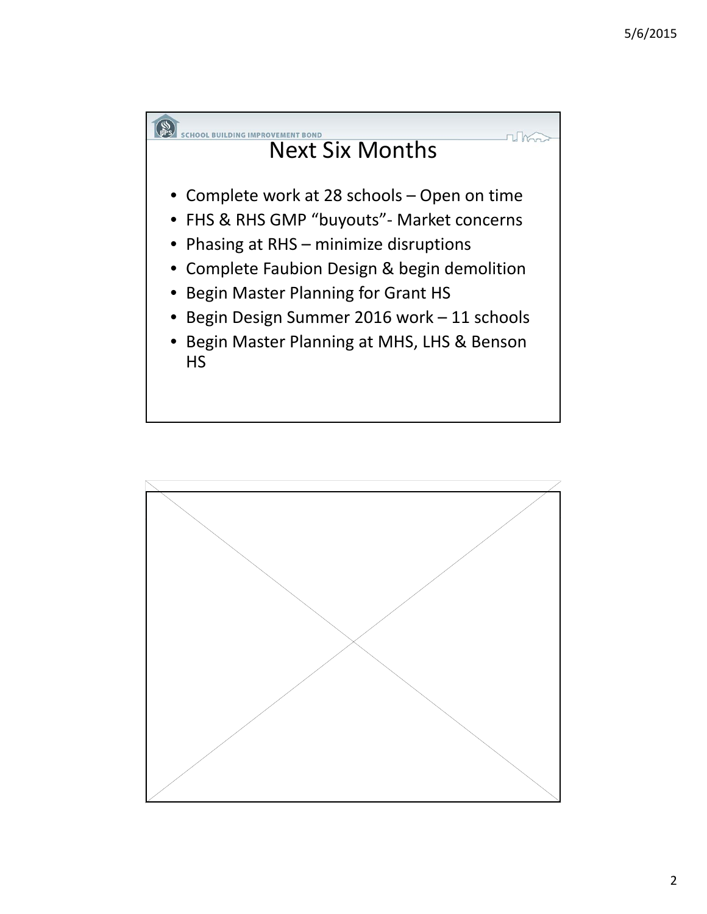SCHOOL BUILDING IMPROVEMENT BOND

# Next Six Months

- Complete work at 28 schools – Open on time
- FHS & RHS GMP "buyouts"- Market concerns
- Phasing at RHS – minimize disruptions
- Complete Faubion Design & begin demolition
- Begin Master Planning for Grant HS
- Begin Design Summer 2016 work – 11 schools
- Begin Master Planning at MHS, LHS & Benson HS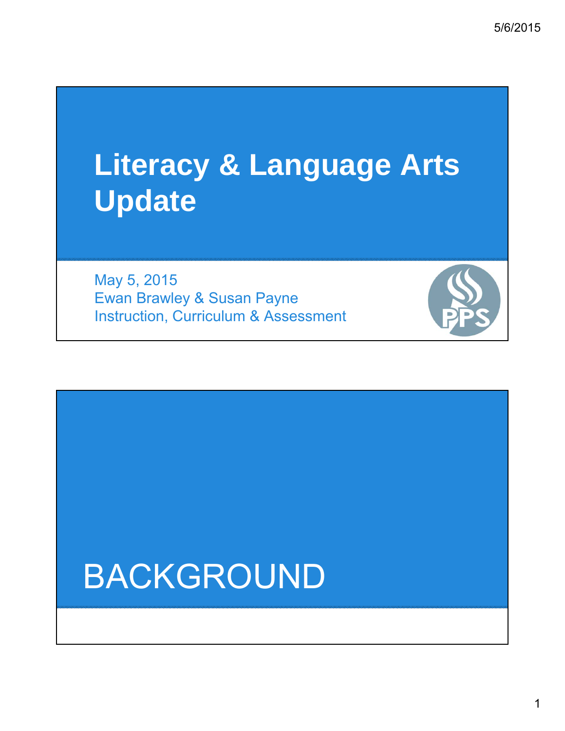# Literacy & Language Arts Update

May 5, 2015
Ewan Brawley & Susan Payne
Instruction, Curriculum & Assessment

PPS

# BACKGROUND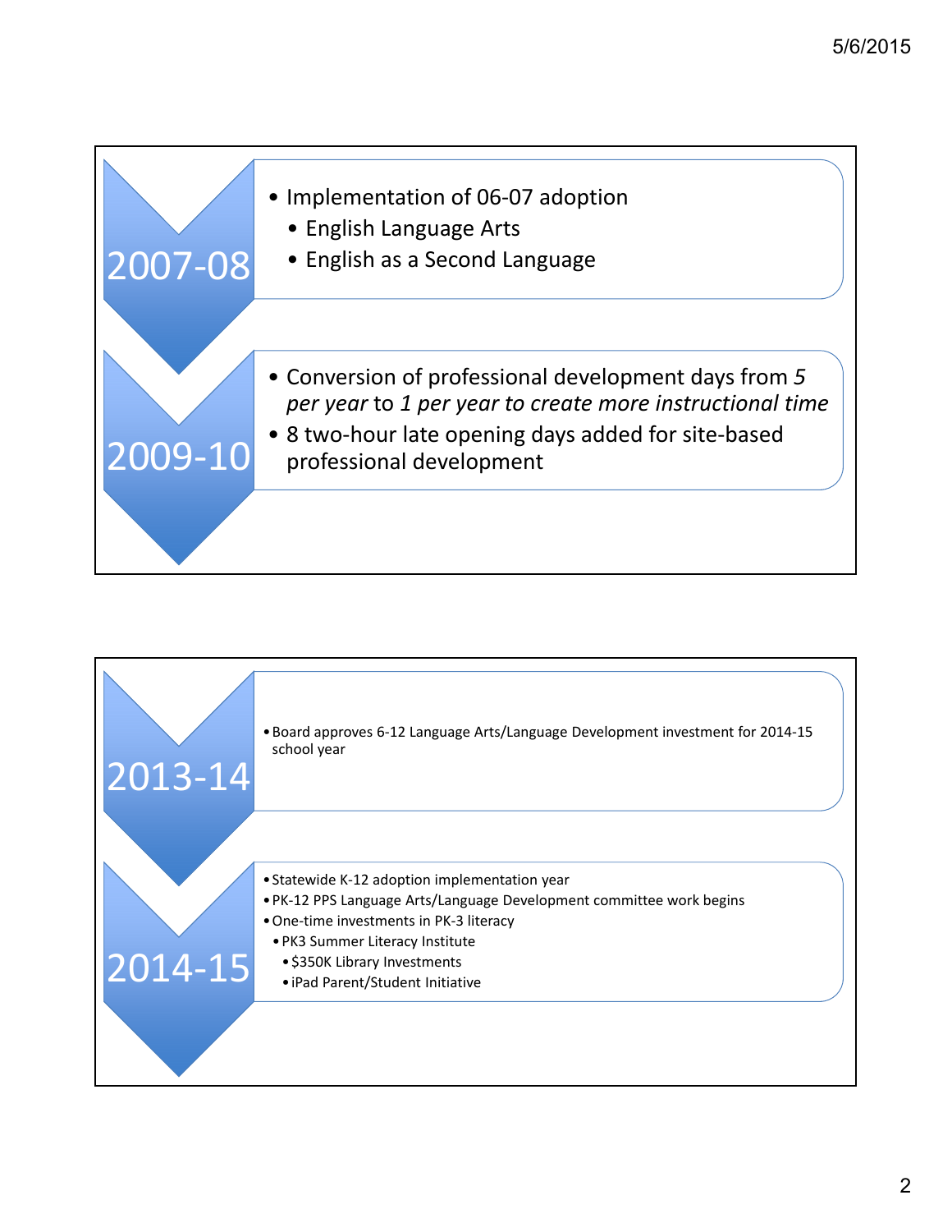## 2007-08

- Implementation of 06-07 adoption
  - English Language Arts
  - English as a Second Language

## 2009-10

- Conversion of professional development days from *5 per year* to *1 per year to create more instructional time*
- 8 two-hour late opening days added for site-based professional development

## 2013-14

- Board approves 6-12 Language Arts/Language Development investment for 2014-15 school year

## 2014-15

- Statewide K-12 adoption implementation year
- PK-12 PPS Language Arts/Language Development committee work begins
- One-time investments in PK-3 literacy
  - PK3 Summer Literacy Institute
    - $350K Library Investments
    - iPad Parent/Student Initiative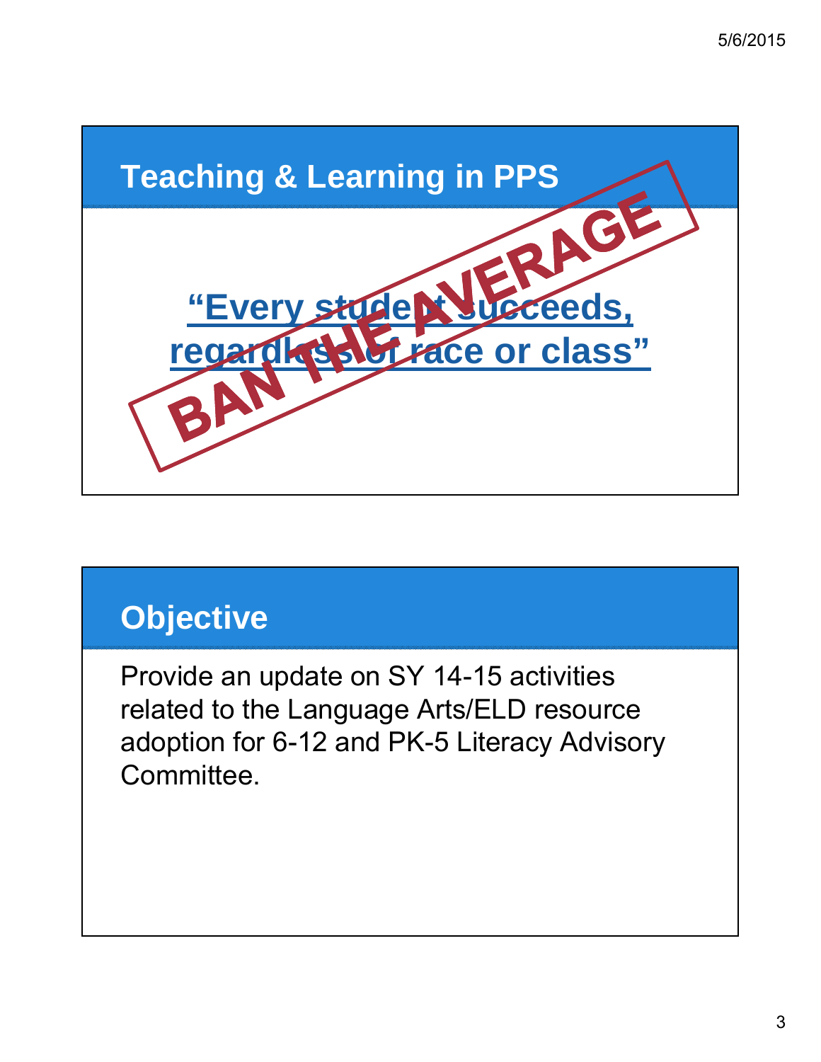## Teaching & Learning in PPS

**"Every student succeeds, regardless of race or class"**

BAN THE AVERAGE

## Objective

Provide an update on SY 14-15 activities related to the Language Arts/ELD resource adoption for 6-12 and PK-5 Literacy Advisory Committee.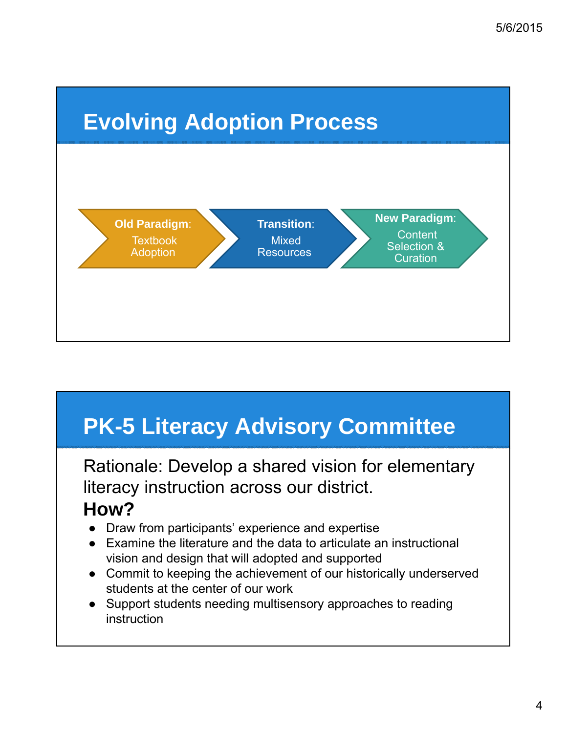## Evolving Adoption Process

**Old Paradigm**: Textbook Adoption → **Transition**: Mixed Resources → **New Paradigm**: Content Selection & Curation

## PK-5 Literacy Advisory Committee

Rationale: Develop a shared vision for elementary literacy instruction across our district.

**How?**

- Draw from participants' experience and expertise
- Examine the literature and the data to articulate an instructional vision and design that will adopted and supported
- Commit to keeping the achievement of our historically underserved students at the center of our work
- Support students needing multisensory approaches to reading instruction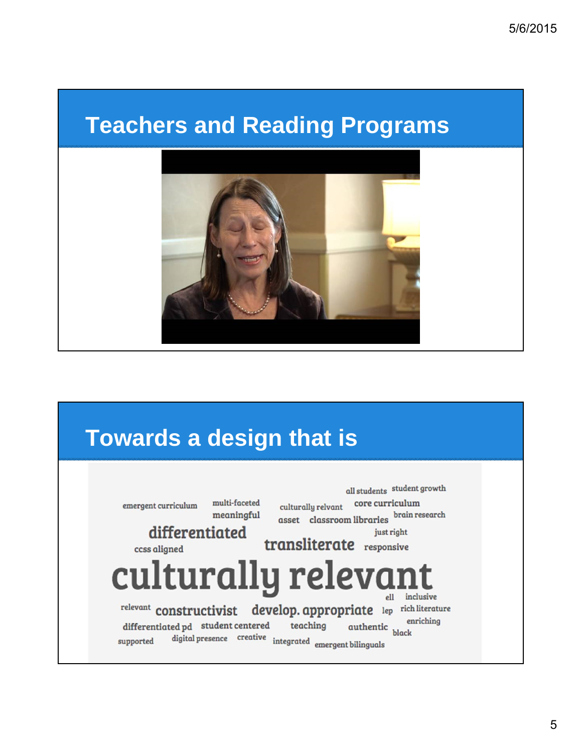# Teachers and Reading Programs

# Towards a design that is

all students student growth
emergent curriculum multi-faceted culturally relvant core curriculum
meaningful asset classroom libraries brain research
differentiated just right
ccss aligned transliterate responsive
culturally relevant
ell inclusive
relevant constructivist develop. appropriate lep rich literature
differentiated pd student centered teaching authentic enriching
black
supported digital presence creative integrated emergent bilinguals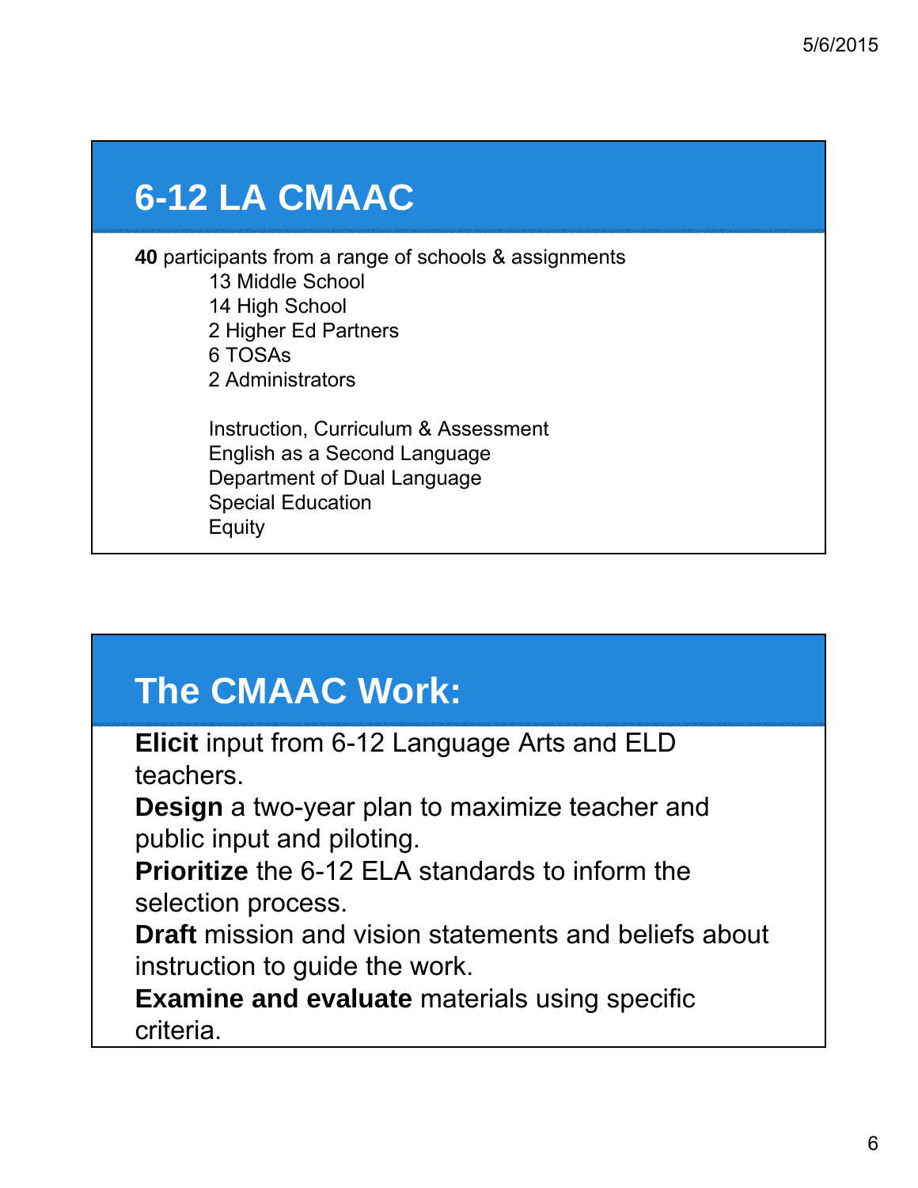## 6-12 LA CMAAC

**40** participants from a range of schools & assignments

- 13 Middle School
- 14 High School
- 2 Higher Ed Partners
- 6 TOSAs
- 2 Administrators

- Instruction, Curriculum & Assessment
- English as a Second Language
- Department of Dual Language
- Special Education
- Equity

## The CMAAC Work:

**Elicit** input from 6-12 Language Arts and ELD teachers.

**Design** a two-year plan to maximize teacher and public input and piloting.

**Prioritize** the 6-12 ELA standards to inform the selection process.

**Draft** mission and vision statements and beliefs about instruction to guide the work.

**Examine and evaluate** materials using specific criteria.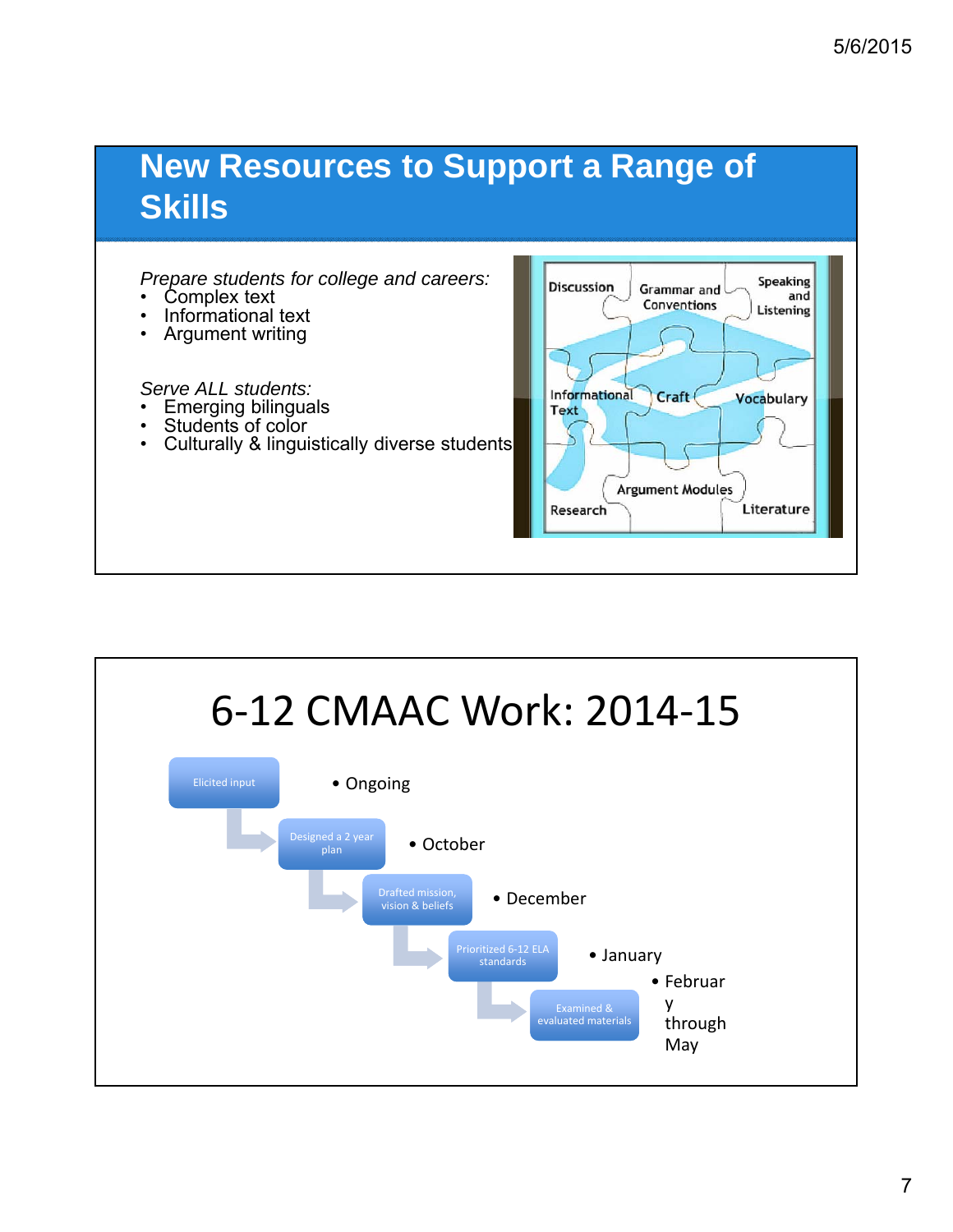## New Resources to Support a Range of Skills

*Prepare students for college and careers:*

- Complex text
- Informational text
- Argument writing

*Serve ALL students:*

- Emerging bilinguals
- Students of color
- Culturally & linguistically diverse students

Discussion | Grammar and Conventions | Speaking and Listening | Informational Text | Craft | Vocabulary | Argument Modules | Research | Literature

## 6-12 CMAAC Work: 2014-15

- Elicited input — Ongoing
- Designed a 2 year plan — October
- Drafted mission, vision & beliefs — December
- Prioritized 6-12 ELA standards — January
- Examined & evaluated materials — February through May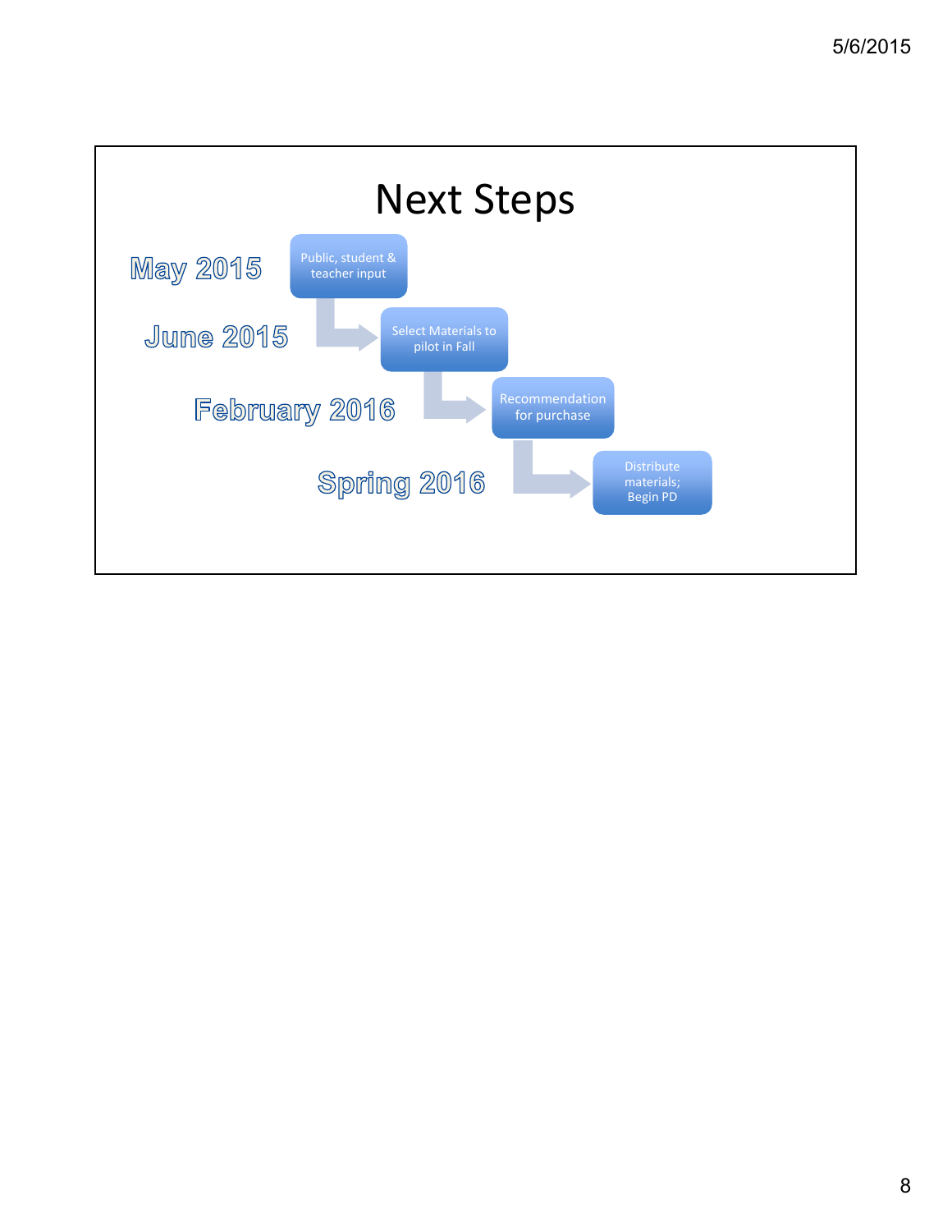# Next Steps

May 2015

Public, student & teacher input

June 2015

Select Materials to pilot in Fall

February 2016

Recommendation for purchase

Spring 2016

Distribute materials; Begin PD